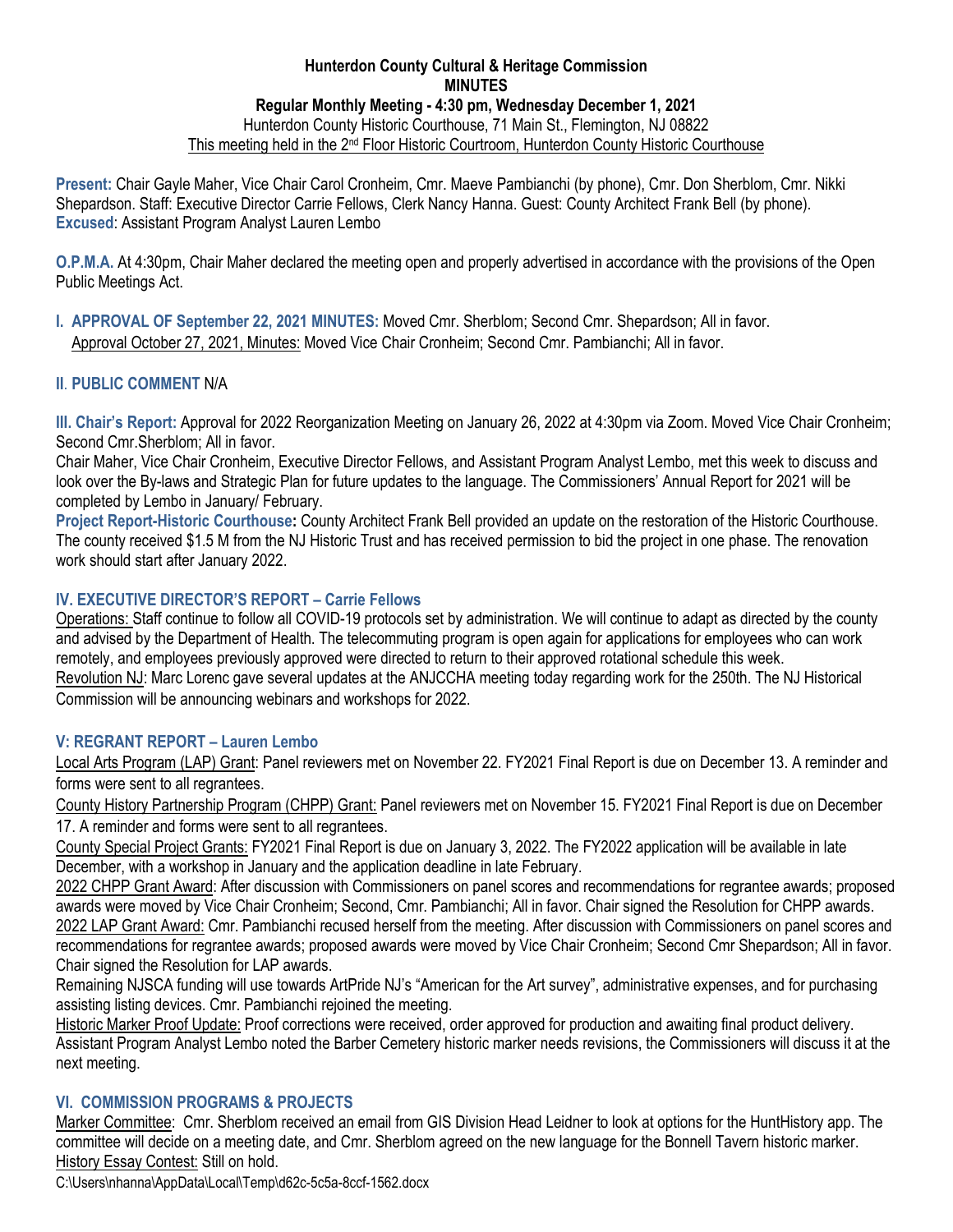**Hunterdon County Cultural & Heritage Commission**
**MINUTES**
**Regular Monthly Meeting - 4:30 pm, Wednesday December 1, 2021**
Hunterdon County Historic Courthouse, 71 Main St., Flemington, NJ 08822
This meeting held in the 2nd Floor Historic Courtroom, Hunterdon County Historic Courthouse

**Present:** Chair Gayle Maher, Vice Chair Carol Cronheim, Cmr. Maeve Pambianchi (by phone), Cmr. Don Sherblom, Cmr. Nikki Shepardson. Staff: Executive Director Carrie Fellows, Clerk Nancy Hanna. Guest: County Architect Frank Bell (by phone).
**Excused**: Assistant Program Analyst Lauren Lembo

**O.P.M.A.** At 4:30pm, Chair Maher declared the meeting open and properly advertised in accordance with the provisions of the Open Public Meetings Act.

**I. APPROVAL OF September 22, 2021 MINUTES:** Moved Cmr. Sherblom; Second Cmr. Shepardson; All in favor.
Approval October 27, 2021, Minutes: Moved Vice Chair Cronheim; Second Cmr. Pambianchi; All in favor.

**II. PUBLIC COMMENT** N/A

**III. Chair's Report:** Approval for 2022 Reorganization Meeting on January 26, 2022 at 4:30pm via Zoom. Moved Vice Chair Cronheim; Second Cmr.Sherblom; All in favor.
Chair Maher, Vice Chair Cronheim, Executive Director Fellows, and Assistant Program Analyst Lembo, met this week to discuss and look over the By-laws and Strategic Plan for future updates to the language. The Commissioners' Annual Report for 2021 will be completed by Lembo in January/ February.
**Project Report-Historic Courthouse:** County Architect Frank Bell provided an update on the restoration of the Historic Courthouse. The county received $1.5 M from the NJ Historic Trust and has received permission to bid the project in one phase. The renovation work should start after January 2022.

## IV. EXECUTIVE DIRECTOR'S REPORT – Carrie Fellows

Operations: Staff continue to follow all COVID-19 protocols set by administration. We will continue to adapt as directed by the county and advised by the Department of Health. The telecommuting program is open again for applications for employees who can work remotely, and employees previously approved were directed to return to their approved rotational schedule this week.
Revolution NJ: Marc Lorenc gave several updates at the ANJCCHA meeting today regarding work for the 250th. The NJ Historical Commission will be announcing webinars and workshops for 2022.

## V: REGRANT REPORT – Lauren Lembo

Local Arts Program (LAP) Grant: Panel reviewers met on November 22. FY2021 Final Report is due on December 13. A reminder and forms were sent to all regrantees.
County History Partnership Program (CHPP) Grant: Panel reviewers met on November 15. FY2021 Final Report is due on December 17. A reminder and forms were sent to all regrantees.
County Special Project Grants: FY2021 Final Report is due on January 3, 2022. The FY2022 application will be available in late December, with a workshop in January and the application deadline in late February.
2022 CHPP Grant Award: After discussion with Commissioners on panel scores and recommendations for regrantee awards; proposed awards were moved by Vice Chair Cronheim; Second, Cmr. Pambianchi; All in favor. Chair signed the Resolution for CHPP awards.
2022 LAP Grant Award: Cmr. Pambianchi recused herself from the meeting. After discussion with Commissioners on panel scores and recommendations for regrantee awards; proposed awards were moved by Vice Chair Cronheim; Second Cmr Shepardson; All in favor. Chair signed the Resolution for LAP awards.
Remaining NJSCA funding will use towards ArtPride NJ's "American for the Art survey", administrative expenses, and for purchasing assisting listing devices. Cmr. Pambianchi rejoined the meeting.
Historic Marker Proof Update: Proof corrections were received, order approved for production and awaiting final product delivery. Assistant Program Analyst Lembo noted the Barber Cemetery historic marker needs revisions, the Commissioners will discuss it at the next meeting.

## VI. COMMISSION PROGRAMS & PROJECTS

Marker Committee: Cmr. Sherblom received an email from GIS Division Head Leidner to look at options for the HuntHistory app. The committee will decide on a meeting date, and Cmr. Sherblom agreed on the new language for the Bonnell Tavern historic marker.
History Essay Contest: Still on hold.

C:\Users\nhanna\AppData\Local\Temp\d62c-5c5a-8ccf-1562.docx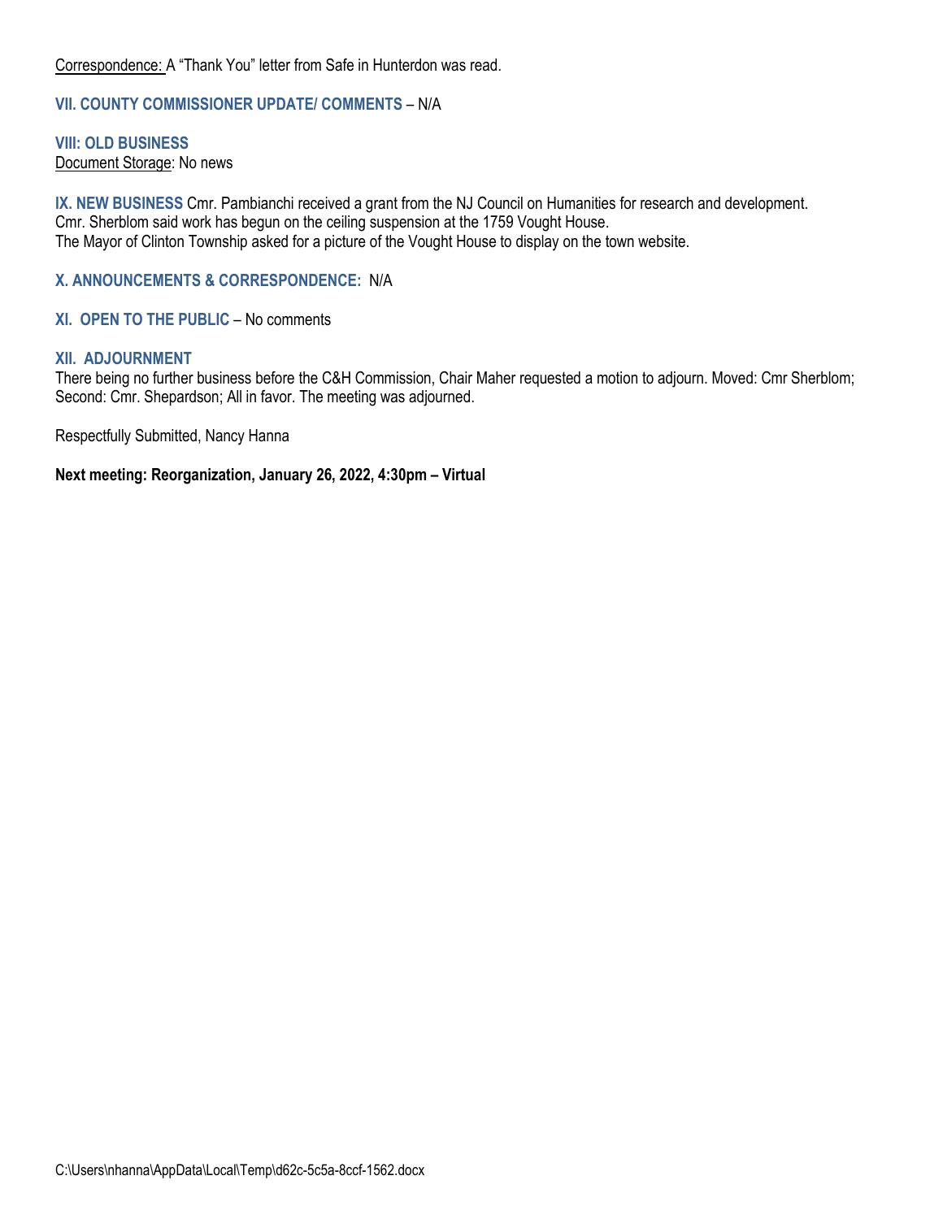Correspondence: A "Thank You" letter from Safe in Hunterdon was read.

**VII. COUNTY COMMISSIONER UPDATE/ COMMENTS** – N/A

**VIII: OLD BUSINESS**
Document Storage: No news

**IX. NEW BUSINESS** Cmr. Pambianchi received a grant from the NJ Council on Humanities for research and development.
Cmr. Sherblom said work has begun on the ceiling suspension at the 1759 Vought House.
The Mayor of Clinton Township asked for a picture of the Vought House to display on the town website.

**X. ANNOUNCEMENTS & CORRESPONDENCE:** N/A

**XI. OPEN TO THE PUBLIC** – No comments

**XII. ADJOURNMENT**
There being no further business before the C&H Commission, Chair Maher requested a motion to adjourn. Moved: Cmr Sherblom; Second: Cmr. Shepardson; All in favor. The meeting was adjourned.

Respectfully Submitted, Nancy Hanna

**Next meeting: Reorganization, January 26, 2022, 4:30pm – Virtual**

C:\Users\nhanna\AppData\Local\Temp\d62c-5c5a-8ccf-1562.docx